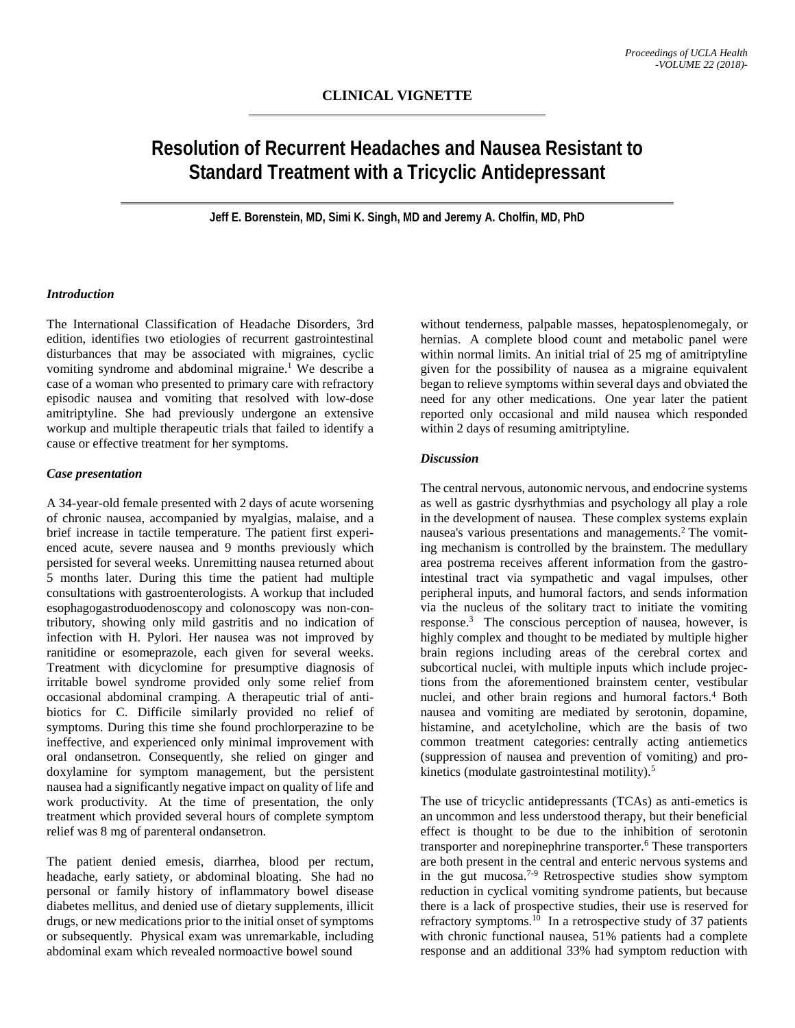**CLINICAL VIGNETTE**

# Resolution of Recurrent Headaches and Nausea Resistant to Standard Treatment with a Tricyclic Antidepressant

**Jeff E. Borenstein, MD, Simi K. Singh, MD and Jeremy A. Cholfin, MD, PhD**

### *Introduction*

The International Classification of Headache Disorders, 3rd edition, identifies two etiologies of recurrent gastrointestinal disturbances that may be associated with migraines, cyclic vomiting syndrome and abdominal migraine.[1] We describe a case of a woman who presented to primary care with refractory episodic nausea and vomiting that resolved with low-dose amitriptyline. She had previously undergone an extensive workup and multiple therapeutic trials that failed to identify a cause or effective treatment for her symptoms.

### *Case presentation*

A 34-year-old female presented with 2 days of acute worsening of chronic nausea, accompanied by myalgias, malaise, and a brief increase in tactile temperature. The patient first experienced acute, severe nausea and 9 months previously which persisted for several weeks. Unremitting nausea returned about 5 months later. During this time the patient had multiple consultations with gastroenterologists. A workup that included esophagogastroduodenoscopy and colonoscopy was non-contributory, showing only mild gastritis and no indication of infection with H. Pylori. Her nausea was not improved by ranitidine or esomeprazole, each given for several weeks. Treatment with dicyclomine for presumptive diagnosis of irritable bowel syndrome provided only some relief from occasional abdominal cramping. A therapeutic trial of antibiotics for C. Difficile similarly provided no relief of symptoms. During this time she found prochlorperazine to be ineffective, and experienced only minimal improvement with oral ondansetron. Consequently, she relied on ginger and doxylamine for symptom management, but the persistent nausea had a significantly negative impact on quality of life and work productivity. At the time of presentation, the only treatment which provided several hours of complete symptom relief was 8 mg of parenteral ondansetron.

The patient denied emesis, diarrhea, blood per rectum, headache, early satiety, or abdominal bloating. She had no personal or family history of inflammatory bowel disease diabetes mellitus, and denied use of dietary supplements, illicit drugs, or new medications prior to the initial onset of symptoms or subsequently. Physical exam was unremarkable, including abdominal exam which revealed normoactive bowel sound without tenderness, palpable masses, hepatosplenomegaly, or hernias. A complete blood count and metabolic panel were within normal limits. An initial trial of 25 mg of amitriptyline given for the possibility of nausea as a migraine equivalent began to relieve symptoms within several days and obviated the need for any other medications. One year later the patient reported only occasional and mild nausea which responded within 2 days of resuming amitriptyline.

### *Discussion*

The central nervous, autonomic nervous, and endocrine systems as well as gastric dysrhythmias and psychology all play a role in the development of nausea. These complex systems explain nausea's various presentations and managements.[2] The vomiting mechanism is controlled by the brainstem. The medullary area postrema receives afferent information from the gastrointestinal tract via sympathetic and vagal impulses, other peripheral inputs, and humoral factors, and sends information via the nucleus of the solitary tract to initiate the vomiting response.[3] The conscious perception of nausea, however, is highly complex and thought to be mediated by multiple higher brain regions including areas of the cerebral cortex and subcortical nuclei, with multiple inputs which include projections from the aforementioned brainstem center, vestibular nuclei, and other brain regions and humoral factors.[4] Both nausea and vomiting are mediated by serotonin, dopamine, histamine, and acetylcholine, which are the basis of two common treatment categories: centrally acting antiemetics (suppression of nausea and prevention of vomiting) and prokinetics (modulate gastrointestinal motility).[5]

The use of tricyclic antidepressants (TCAs) as anti-emetics is an uncommon and less understood therapy, but their beneficial effect is thought to be due to the inhibition of serotonin transporter and norepinephrine transporter.[6] These transporters are both present in the central and enteric nervous systems and in the gut mucosa.[7-9] Retrospective studies show symptom reduction in cyclical vomiting syndrome patients, but because there is a lack of prospective studies, their use is reserved for refractory symptoms.[10] In a retrospective study of 37 patients with chronic functional nausea, 51% patients had a complete response and an additional 33% had symptom reduction with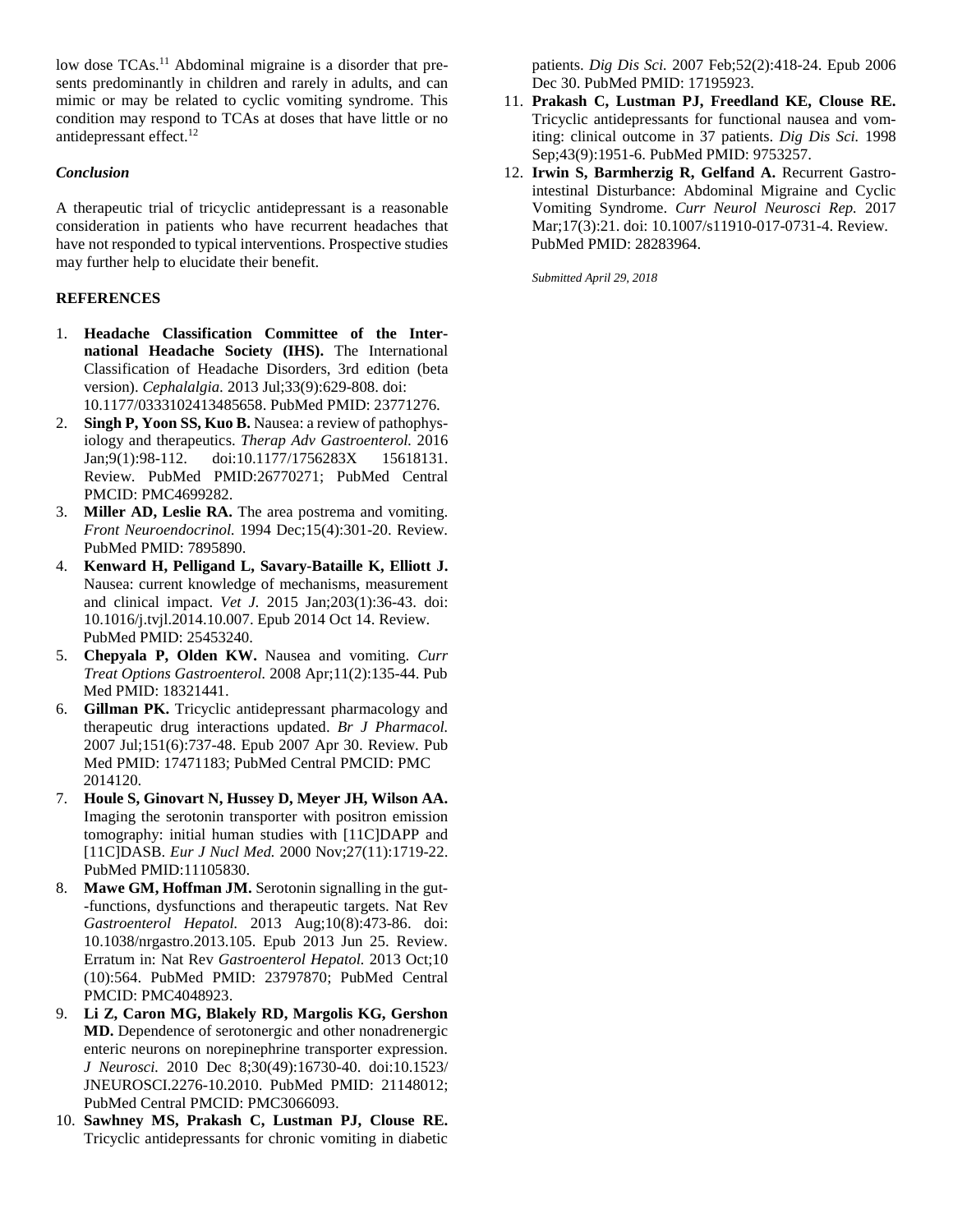low dose TCAs.[11] Abdominal migraine is a disorder that presents predominantly in children and rarely in adults, and can mimic or may be related to cyclic vomiting syndrome. This condition may respond to TCAs at doses that have little or no antidepressant effect.[12]

### *Conclusion*

A therapeutic trial of tricyclic antidepressant is a reasonable consideration in patients who have recurrent headaches that have not responded to typical interventions. Prospective studies may further help to elucidate their benefit.

## REFERENCES

1. **Headache Classification Committee of the International Headache Society (IHS).** The International Classification of Headache Disorders, 3rd edition (beta version). *Cephalalgia.* 2013 Jul;33(9):629-808. doi: 10.1177/0333102413485658. PubMed PMID: 23771276.
2. **Singh P, Yoon SS, Kuo B.** Nausea: a review of pathophysiology and therapeutics. *Therap Adv Gastroenterol.* 2016 Jan;9(1):98-112. doi:10.1177/1756283X 15618131. Review. PubMed PMID:26770271; PubMed Central PMCID: PMC4699282.
3. **Miller AD, Leslie RA.** The area postrema and vomiting. *Front Neuroendocrinol.* 1994 Dec;15(4):301-20. Review. PubMed PMID: 7895890.
4. **Kenward H, Pelligand L, Savary-Bataille K, Elliott J.** Nausea: current knowledge of mechanisms, measurement and clinical impact. *Vet J.* 2015 Jan;203(1):36-43. doi: 10.1016/j.tvjl.2014.10.007. Epub 2014 Oct 14. Review. PubMed PMID: 25453240.
5. **Chepyala P, Olden KW.** Nausea and vomiting. *Curr Treat Options Gastroenterol.* 2008 Apr;11(2):135-44. Pub Med PMID: 18321441.
6. **Gillman PK.** Tricyclic antidepressant pharmacology and therapeutic drug interactions updated. *Br J Pharmacol.* 2007 Jul;151(6):737-48. Epub 2007 Apr 30. Review. Pub Med PMID: 17471183; PubMed Central PMCID: PMC 2014120.
7. **Houle S, Ginovart N, Hussey D, Meyer JH, Wilson AA.** Imaging the serotonin transporter with positron emission tomography: initial human studies with [11C]DAPP and [11C]DASB. *Eur J Nucl Med.* 2000 Nov;27(11):1719-22. PubMed PMID:11105830.
8. **Mawe GM, Hoffman JM.** Serotonin signalling in the gut--functions, dysfunctions and therapeutic targets. Nat Rev *Gastroenterol Hepatol.* 2013 Aug;10(8):473-86. doi: 10.1038/nrgastro.2013.105. Epub 2013 Jun 25. Review. Erratum in: Nat Rev *Gastroenterol Hepatol.* 2013 Oct;10 (10):564. PubMed PMID: 23797870; PubMed Central PMCID: PMC4048923.
9. **Li Z, Caron MG, Blakely RD, Margolis KG, Gershon MD.** Dependence of serotonergic and other nonadrenergic enteric neurons on norepinephrine transporter expression. *J Neurosci.* 2010 Dec 8;30(49):16730-40. doi:10.1523/ JNEUROSCI.2276-10.2010. PubMed PMID: 21148012; PubMed Central PMCID: PMC3066093.
10. **Sawhney MS, Prakash C, Lustman PJ, Clouse RE.** Tricyclic antidepressants for chronic vomiting in diabetic patients. *Dig Dis Sci.* 2007 Feb;52(2):418-24. Epub 2006 Dec 30. PubMed PMID: 17195923.
11. **Prakash C, Lustman PJ, Freedland KE, Clouse RE.** Tricyclic antidepressants for functional nausea and vomiting: clinical outcome in 37 patients. *Dig Dis Sci.* 1998 Sep;43(9):1951-6. PubMed PMID: 9753257.
12. **Irwin S, Barmherzig R, Gelfand A.** Recurrent Gastrointestinal Disturbance: Abdominal Migraine and Cyclic Vomiting Syndrome. *Curr Neurol Neurosci Rep.* 2017 Mar;17(3):21. doi: 10.1007/s11910-017-0731-4. Review. PubMed PMID: 28283964.

*Submitted April 29, 2018*